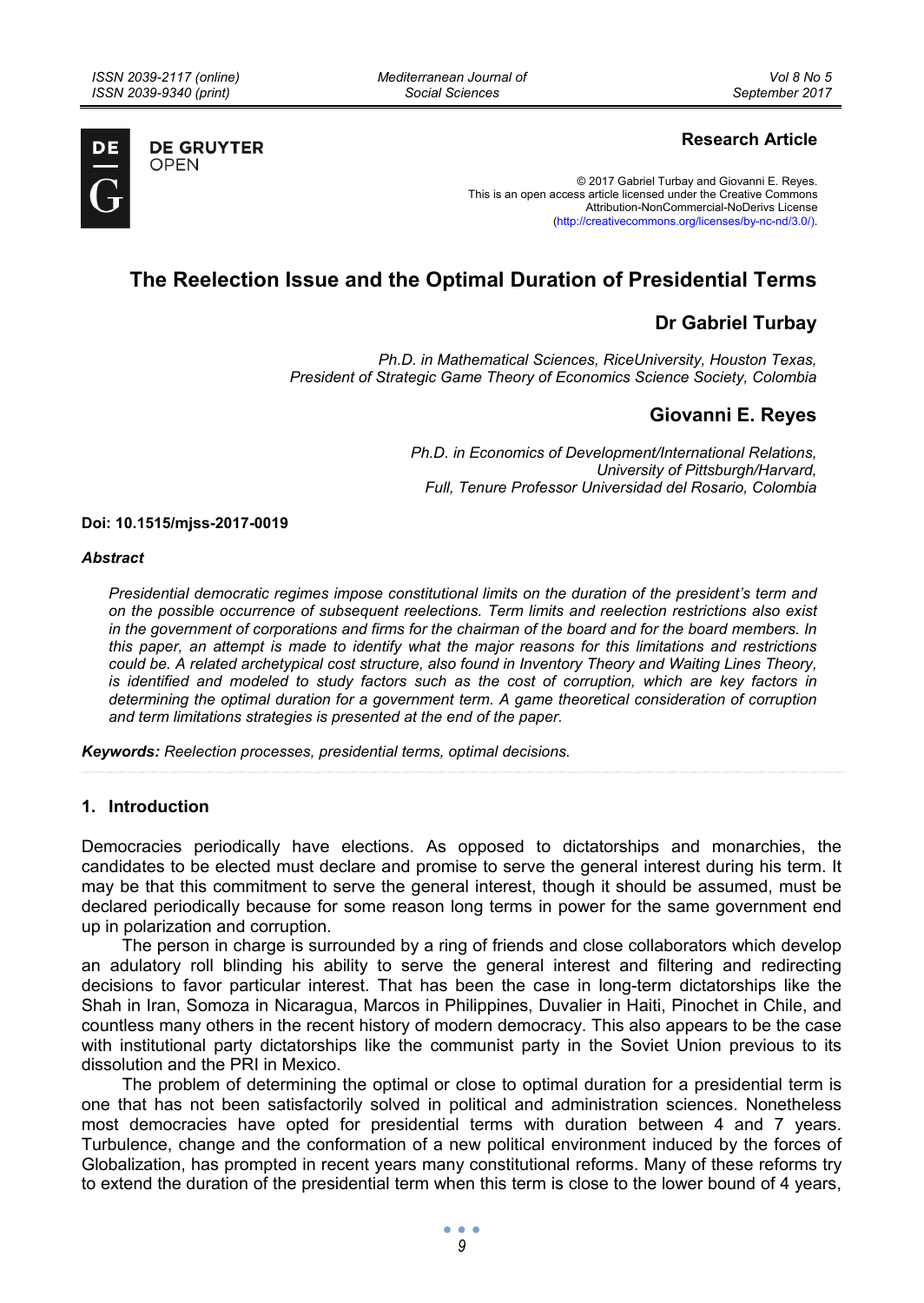**Research Article**

© 2017 Gabriel Turbay and Giovanni E. Reyes.
This is an open access article licensed under the Creative Commons Attribution-NonCommercial-NoDerivs License (http://creativecommons.org/licenses/by-nc-nd/3.0/).

# The Reelection Issue and the Optimal Duration of Presidential Terms

## Dr Gabriel Turbay

*Ph.D. in Mathematical Sciences, RiceUniversity, Houston Texas, President of Strategic Game Theory of Economics Science Society, Colombia*

## Giovanni E. Reyes

*Ph.D. in Economics of Development/International Relations, University of Pittsburgh/Harvard, Full, Tenure Professor Universidad del Rosario, Colombia*

**Doi: 10.1515/mjss-2017-0019**

### *Abstract*

*Presidential democratic regimes impose constitutional limits on the duration of the president's term and on the possible occurrence of subsequent reelections. Term limits and reelection restrictions also exist in the government of corporations and firms for the chairman of the board and for the board members. In this paper, an attempt is made to identify what the major reasons for this limitations and restrictions could be. A related archetypical cost structure, also found in Inventory Theory and Waiting Lines Theory, is identified and modeled to study factors such as the cost of corruption, which are key factors in determining the optimal duration for a government term. A game theoretical consideration of corruption and term limitations strategies is presented at the end of the paper.*

***Keywords:*** *Reelection processes, presidential terms, optimal decisions.*

## 1. Introduction

Democracies periodically have elections. As opposed to dictatorships and monarchies, the candidates to be elected must declare and promise to serve the general interest during his term. It may be that this commitment to serve the general interest, though it should be assumed, must be declared periodically because for some reason long terms in power for the same government end up in polarization and corruption.

The person in charge is surrounded by a ring of friends and close collaborators which develop an adulatory roll blinding his ability to serve the general interest and filtering and redirecting decisions to favor particular interest. That has been the case in long-term dictatorships like the Shah in Iran, Somoza in Nicaragua, Marcos in Philippines, Duvalier in Haiti, Pinochet in Chile, and countless many others in the recent history of modern democracy. This also appears to be the case with institutional party dictatorships like the communist party in the Soviet Union previous to its dissolution and the PRI in Mexico.

The problem of determining the optimal or close to optimal duration for a presidential term is one that has not been satisfactorily solved in political and administration sciences. Nonetheless most democracies have opted for presidential terms with duration between 4 and 7 years. Turbulence, change and the conformation of a new political environment induced by the forces of Globalization, has prompted in recent years many constitutional reforms. Many of these reforms try to extend the duration of the presidential term when this term is close to the lower bound of 4 years,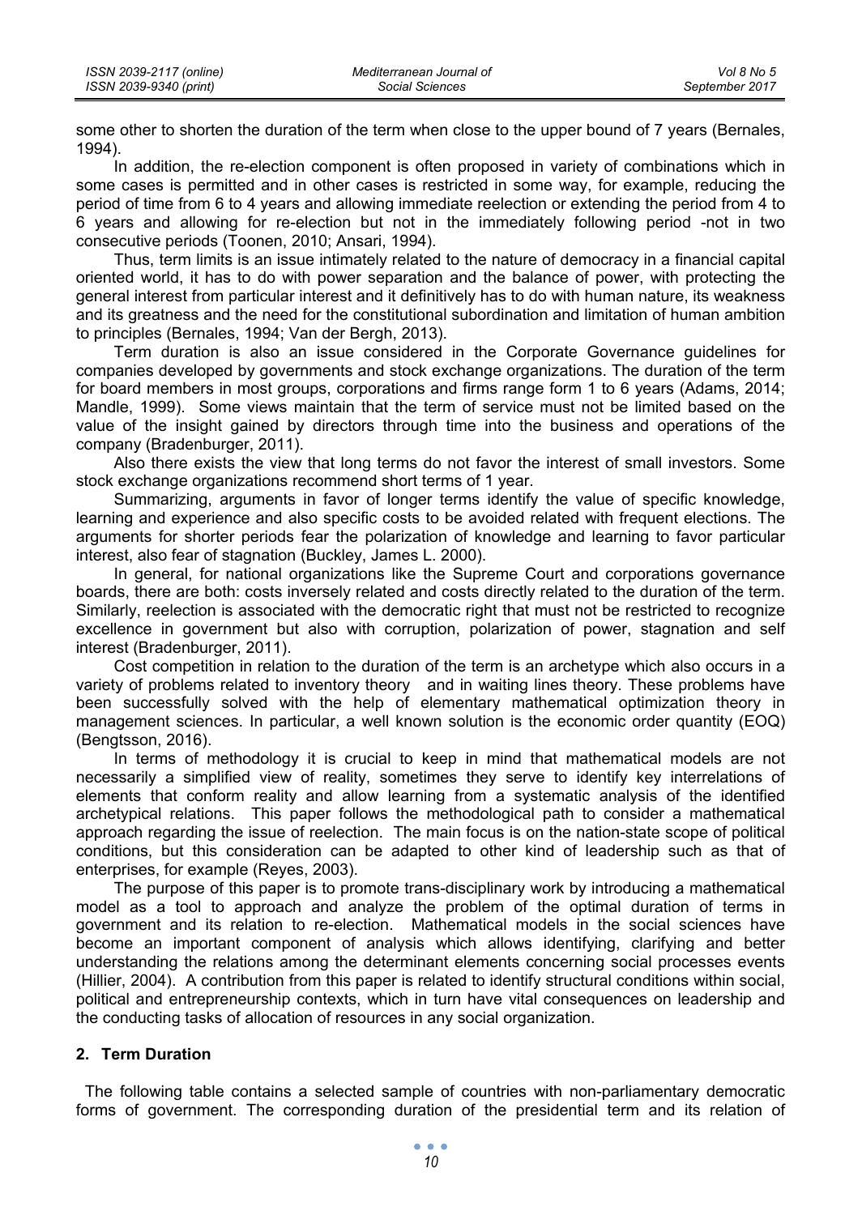some other to shorten the duration of the term when close to the upper bound of 7 years (Bernales, 1994).

In addition, the re-election component is often proposed in variety of combinations which in some cases is permitted and in other cases is restricted in some way, for example, reducing the period of time from 6 to 4 years and allowing immediate reelection or extending the period from 4 to 6 years and allowing for re-election but not in the immediately following period -not in two consecutive periods (Toonen, 2010; Ansari, 1994).

Thus, term limits is an issue intimately related to the nature of democracy in a financial capital oriented world, it has to do with power separation and the balance of power, with protecting the general interest from particular interest and it definitively has to do with human nature, its weakness and its greatness and the need for the constitutional subordination and limitation of human ambition to principles (Bernales, 1994; Van der Bergh, 2013).

Term duration is also an issue considered in the Corporate Governance guidelines for companies developed by governments and stock exchange organizations. The duration of the term for board members in most groups, corporations and firms range form 1 to 6 years (Adams, 2014; Mandle, 1999). Some views maintain that the term of service must not be limited based on the value of the insight gained by directors through time into the business and operations of the company (Bradenburger, 2011).

Also there exists the view that long terms do not favor the interest of small investors. Some stock exchange organizations recommend short terms of 1 year.

Summarizing, arguments in favor of longer terms identify the value of specific knowledge, learning and experience and also specific costs to be avoided related with frequent elections. The arguments for shorter periods fear the polarization of knowledge and learning to favor particular interest, also fear of stagnation (Buckley, James L. 2000).

In general, for national organizations like the Supreme Court and corporations governance boards, there are both: costs inversely related and costs directly related to the duration of the term. Similarly, reelection is associated with the democratic right that must not be restricted to recognize excellence in government but also with corruption, polarization of power, stagnation and self interest (Bradenburger, 2011).

Cost competition in relation to the duration of the term is an archetype which also occurs in a variety of problems related to inventory theory and in waiting lines theory. These problems have been successfully solved with the help of elementary mathematical optimization theory in management sciences. In particular, a well known solution is the economic order quantity (EOQ) (Bengtsson, 2016).

In terms of methodology it is crucial to keep in mind that mathematical models are not necessarily a simplified view of reality, sometimes they serve to identify key interrelations of elements that conform reality and allow learning from a systematic analysis of the identified archetypical relations. This paper follows the methodological path to consider a mathematical approach regarding the issue of reelection. The main focus is on the nation-state scope of political conditions, but this consideration can be adapted to other kind of leadership such as that of enterprises, for example (Reyes, 2003).

The purpose of this paper is to promote trans-disciplinary work by introducing a mathematical model as a tool to approach and analyze the problem of the optimal duration of terms in government and its relation to re-election. Mathematical models in the social sciences have become an important component of analysis which allows identifying, clarifying and better understanding the relations among the determinant elements concerning social processes events (Hillier, 2004). A contribution from this paper is related to identify structural conditions within social, political and entrepreneurship contexts, which in turn have vital consequences on leadership and the conducting tasks of allocation of resources in any social organization.

## 2. Term Duration

The following table contains a selected sample of countries with non-parliamentary democratic forms of government. The corresponding duration of the presidential term and its relation of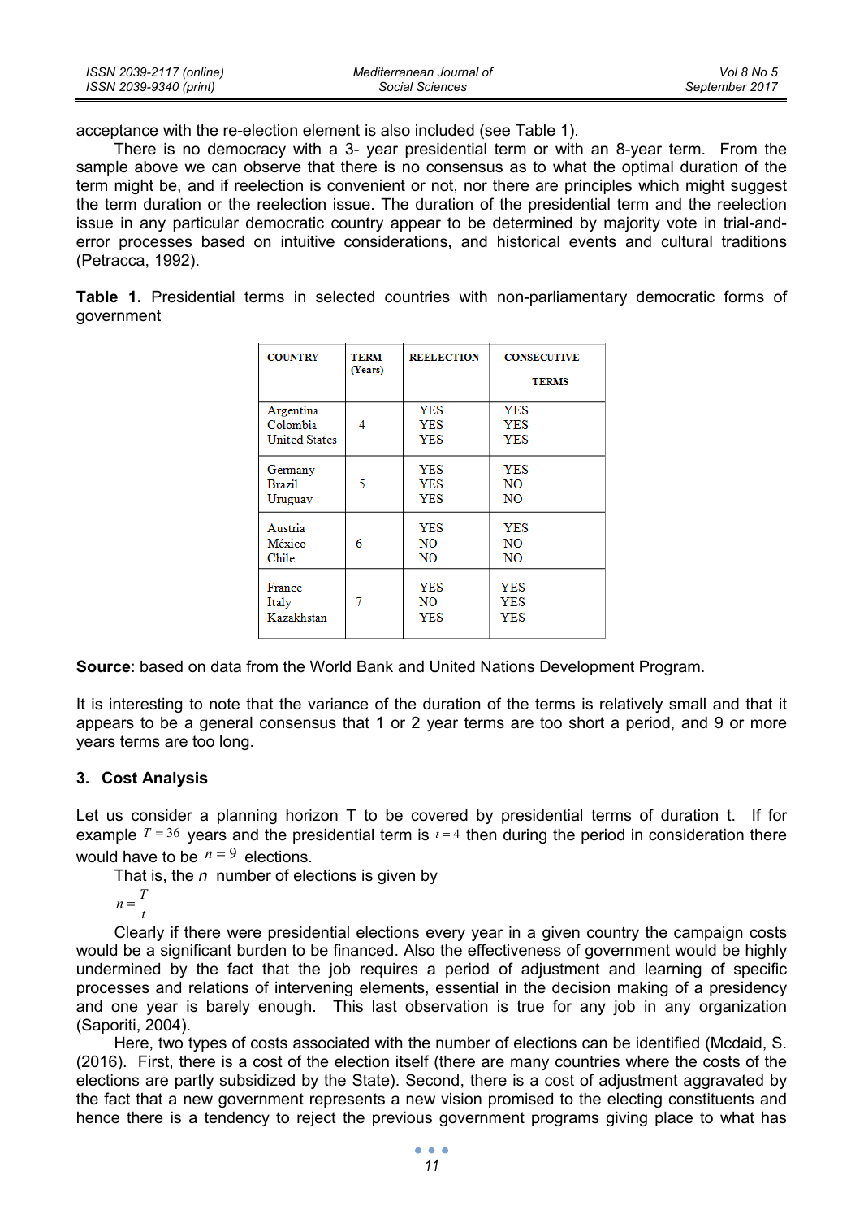acceptance with the re-election element is also included (see Table 1).

There is no democracy with a 3- year presidential term or with an 8-year term. From the sample above we can observe that there is no consensus as to what the optimal duration of the term might be, and if reelection is convenient or not, nor there are principles which might suggest the term duration or the reelection issue. The duration of the presidential term and the reelection issue in any particular democratic country appear to be determined by majority vote in trial-and-error processes based on intuitive considerations, and historical events and cultural traditions (Petracca, 1992).

**Table 1.** Presidential terms in selected countries with non-parliamentary democratic forms of government

| COUNTRY | TERM (Years) | REELECTION | CONSECUTIVE TERMS |
|---|---|---|---|
| Argentina | 4 | YES | YES |
| Colombia | 4 | YES | YES |
| United States | 4 | YES | YES |
| Germany | 5 | YES | YES |
| Brazil | 5 | YES | NO |
| Uruguay | 5 | YES | NO |
| Austria | 6 | YES | YES |
| México | 6 | NO | NO |
| Chile | 6 | NO | NO |
| France | 7 | YES | YES |
| Italy | 7 | NO | YES |
| Kazakhstan | 7 | YES | YES |

**Source**: based on data from the World Bank and United Nations Development Program.

It is interesting to note that the variance of the duration of the terms is relatively small and that it appears to be a general consensus that 1 or 2 year terms are too short a period, and 9 or more years terms are too long.

## 3. Cost Analysis

Let us consider a planning horizon T to be covered by presidential terms of duration t. If for example $T = 36$ years and the presidential term is $t = 4$ then during the period in consideration there would have to be $n = 9$ elections.

That is, the $n$ number of elections is given by

$$n = \frac{T}{t}$$

Clearly if there were presidential elections every year in a given country the campaign costs would be a significant burden to be financed. Also the effectiveness of government would be highly undermined by the fact that the job requires a period of adjustment and learning of specific processes and relations of intervening elements, essential in the decision making of a presidency and one year is barely enough. This last observation is true for any job in any organization (Saporiti, 2004).

Here, two types of costs associated with the number of elections can be identified (Mcdaid, S. (2016). First, there is a cost of the election itself (there are many countries where the costs of the elections are partly subsidized by the State). Second, there is a cost of adjustment aggravated by the fact that a new government represents a new vision promised to the electing constituents and hence there is a tendency to reject the previous government programs giving place to what has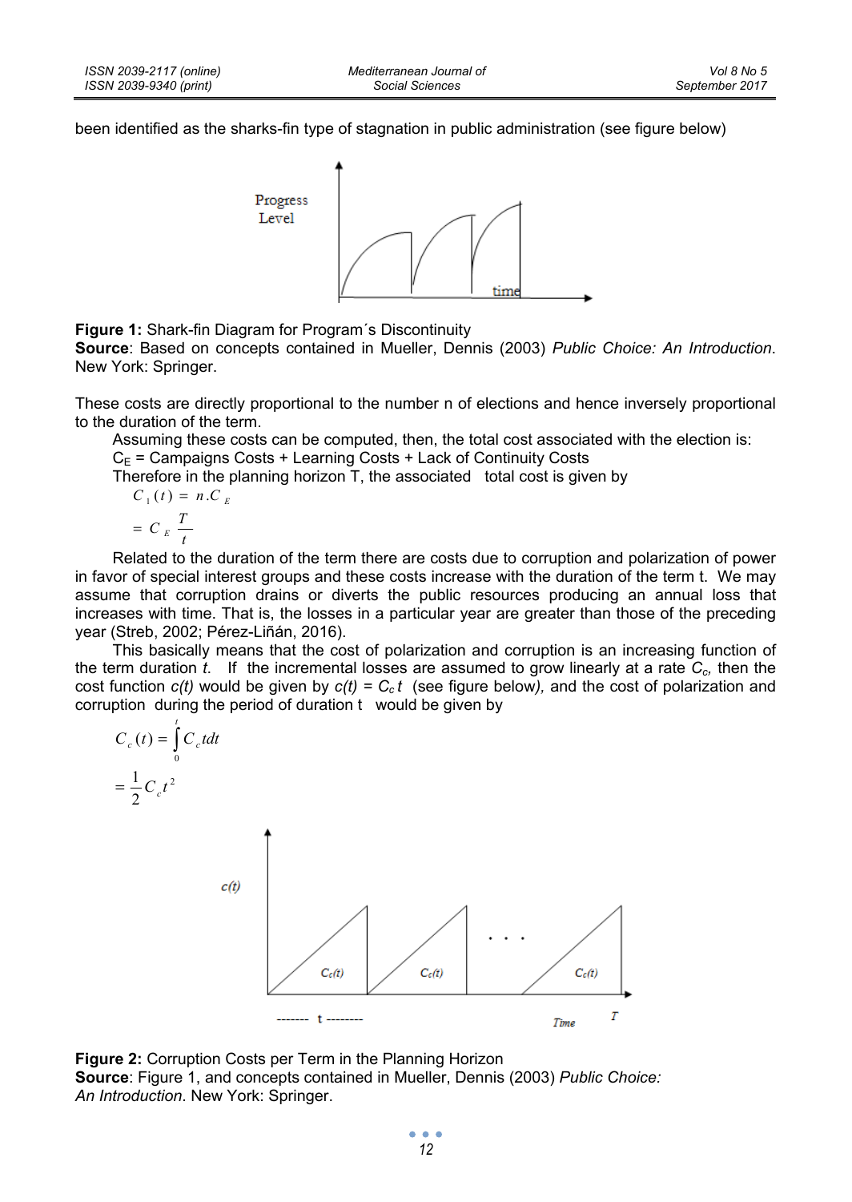been identified as the sharks-fin type of stagnation in public administration (see figure below)

**Figure 1:** Shark-fin Diagram for Program´s Discontinuity
**Source**: Based on concepts contained in Mueller, Dennis (2003) *Public Choice: An Introduction*. New York: Springer.

These costs are directly proportional to the number n of elections and hence inversely proportional to the duration of the term.

Assuming these costs can be computed, then, the total cost associated with the election is:

$C_E$ = Campaigns Costs + Learning Costs + Lack of Continuity Costs

Therefore in the planning horizon T, the associated total cost is given by

$$C_1(t) = n.C_E$$
$$= C_E \frac{T}{t}$$

Related to the duration of the term there are costs due to corruption and polarization of power in favor of special interest groups and these costs increase with the duration of the term t. We may assume that corruption drains or diverts the public resources producing an annual loss that increases with time. That is, the losses in a particular year are greater than those of the preceding year (Streb, 2002; Pérez-Liñán, 2016).

This basically means that the cost of polarization and corruption is an increasing function of the term duration *t*. If the incremental losses are assumed to grow linearly at a rate $C_c$, then the cost function *c(t)* would be given by $c(t) = C_c t$ (see figure below), and the cost of polarization and corruption during the period of duration t would be given by

$$C_c(t) = \int_0^t C_c t dt$$
$$= \frac{1}{2} C_c t^2$$

**Figure 2:** Corruption Costs per Term in the Planning Horizon
**Source**: Figure 1, and concepts contained in Mueller, Dennis (2003) *Public Choice: An Introduction*. New York: Springer.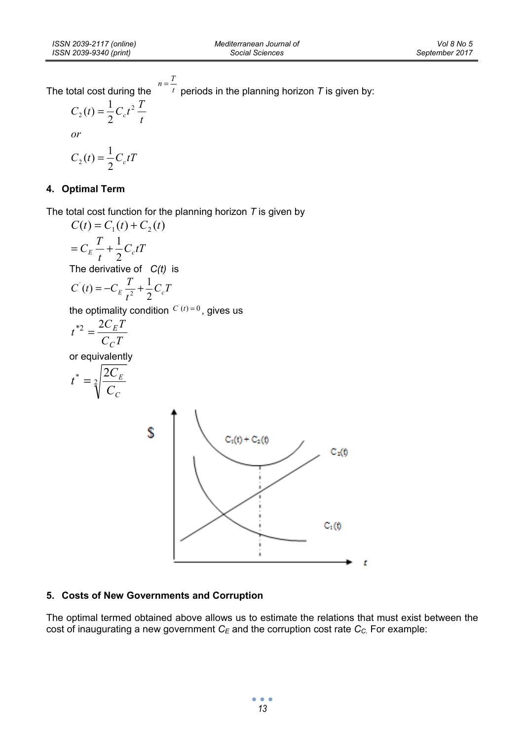The total cost during the $n = \frac{T}{t}$ periods in the planning horizon $T$ is given by:

$$C_2(t) = \frac{1}{2} C_c t^2 \frac{T}{t}$$

*or*

$$C_2(t) = \frac{1}{2} C_c t T$$

## 4. Optimal Term

The total cost function for the planning horizon $T$ is given by

$$C(t) = C_1(t) + C_2(t)$$

$$= C_E \frac{T}{t} + \frac{1}{2} C_c t T$$

The derivative of *C(t)* is

$$C^{'}(t) = -C_E \frac{T}{t^2} + \frac{1}{2} C_c T$$

the optimality condition $C^{'}(t) = 0$, gives us

$$t^{*2} = \frac{2 C_E T}{C_C T}$$

or equivalently

$$t^* = \sqrt[2]{\frac{2 C_E}{C_C}}$$

## 5. Costs of New Governments and Corruption

The optimal termed obtained above allows us to estimate the relations that must exist between the cost of inaugurating a new government $C_E$ and the corruption cost rate $C_C$. For example: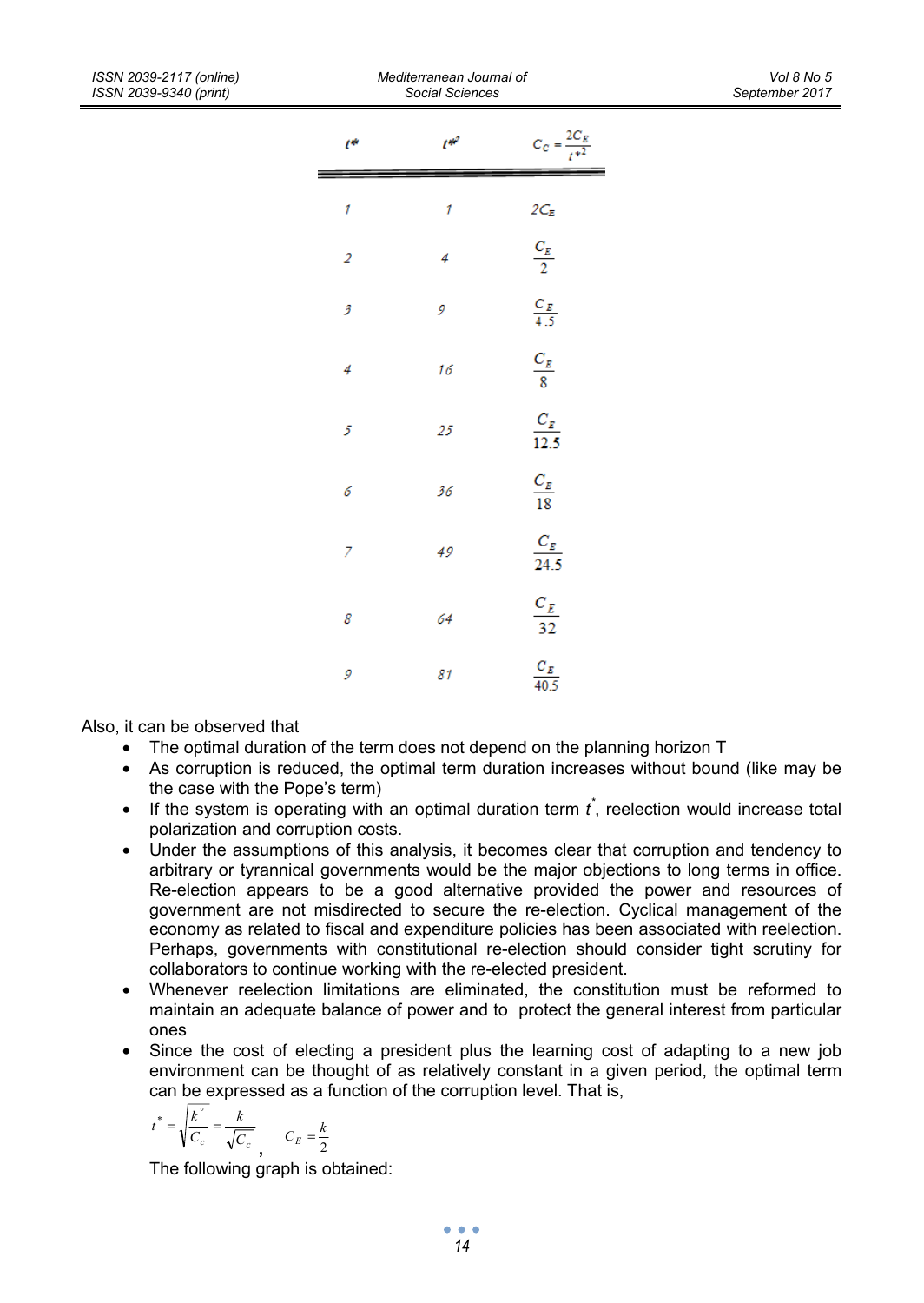| $t^*$ | $t^{*2}$ | $C_C = \frac{2C_E}{t^{*2}}$ |
|---|---|---|
| 1 | 1 | $2C_E$ |
| 2 | 4 | $\frac{C_E}{2}$ |
| 3 | 9 | $\frac{C_E}{4.5}$ |
| 4 | 16 | $\frac{C_E}{8}$ |
| 5 | 25 | $\frac{C_E}{12.5}$ |
| 6 | 36 | $\frac{C_E}{18}$ |
| 7 | 49 | $\frac{C_E}{24.5}$ |
| 8 | 64 | $\frac{C_E}{32}$ |
| 9 | 81 | $\frac{C_E}{40.5}$ |

Also, it can be observed that

- The optimal duration of the term does not depend on the planning horizon T
- As corruption is reduced, the optimal term duration increases without bound (like may be the case with the Pope's term)
- If the system is operating with an optimal duration term $t^*$, reelection would increase total polarization and corruption costs.
- Under the assumptions of this analysis, it becomes clear that corruption and tendency to arbitrary or tyrannical governments would be the major objections to long terms in office. Re-election appears to be a good alternative provided the power and resources of government are not misdirected to secure the re-election. Cyclical management of the economy as related to fiscal and expenditure policies has been associated with reelection. Perhaps, governments with constitutional re-election should consider tight scrutiny for collaborators to continue working with the re-elected president.
- Whenever reelection limitations are eliminated, the constitution must be reformed to maintain an adequate balance of power and to protect the general interest from particular ones
- Since the cost of electing a president plus the learning cost of adapting to a new job environment can be thought of as relatively constant in a given period, the optimal term can be expressed as a function of the corruption level. That is,

  $$t^* = \sqrt{\frac{k^{\circ}}{C_c}} = \frac{k}{\sqrt{C_c}}, \quad C_E = \frac{k}{2}$$

  The following graph is obtained: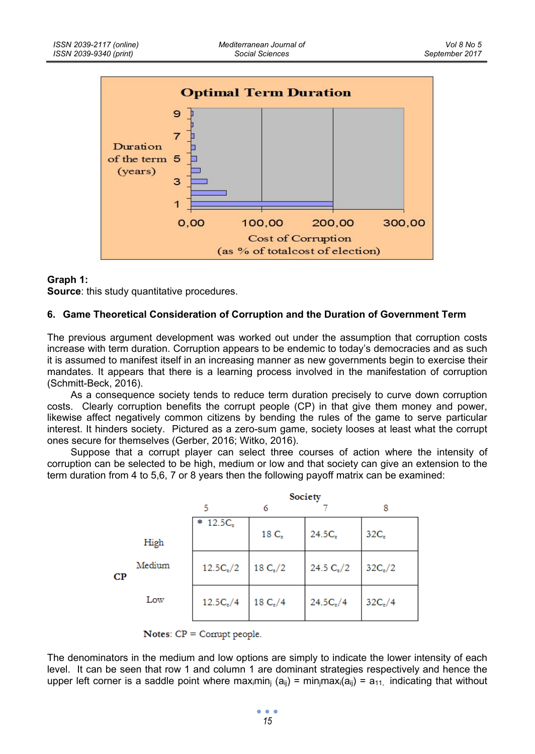**Graph 1:**
**Source**: this study quantitative procedures.

## 6. Game Theoretical Consideration of Corruption and the Duration of Government Term

The previous argument development was worked out under the assumption that corruption costs increase with term duration. Corruption appears to be endemic to today's democracies and as such it is assumed to manifest itself in an increasing manner as new governments begin to exercise their mandates. It appears that there is a learning process involved in the manifestation of corruption (Schmitt-Beck, 2016).

As a consequence society tends to reduce term duration precisely to curve down corruption costs. Clearly corruption benefits the corrupt people (CP) in that give them money and power, likewise affect negatively common citizens by bending the rules of the game to serve particular interest. It hinders society. Pictured as a zero-sum game, society looses at least what the corrupt ones secure for themselves (Gerber, 2016; Witko, 2016).

Suppose that a corrupt player can select three courses of action where the intensity of corruption can be selected to be high, medium or low and that society can give an extension to the term duration from 4 to 5,6, 7 or 8 years then the following payoff matrix can be examined:

| | | Society | | | |
|---|---|---|---|---|---|
| | | 5 | 6 | 7 | 8 |
| CP | High | * $12.5C_e$ | $18\,C_e$ | $24.5C_e$ | $32C_e$ |
| | Medium | $12.5C_e/2$ | $18\,C_e/2$ | $24.5\,C_e/2$ | $32C_e/2$ |
| | Low | $12.5C_e/4$ | $18\,C_e/4$ | $24.5C_e/4$ | $32C_e/4$ |

**Notes**: CP = Corrupt people.

The denominators in the medium and low options are simply to indicate the lower intensity of each level. It can be seen that row 1 and column 1 are dominant strategies respectively and hence the upper left corner is a saddle point where $\max_i \min_j (a_{ij}) = \min_j \max_i (a_{ij}) = a_{11}$, indicating that without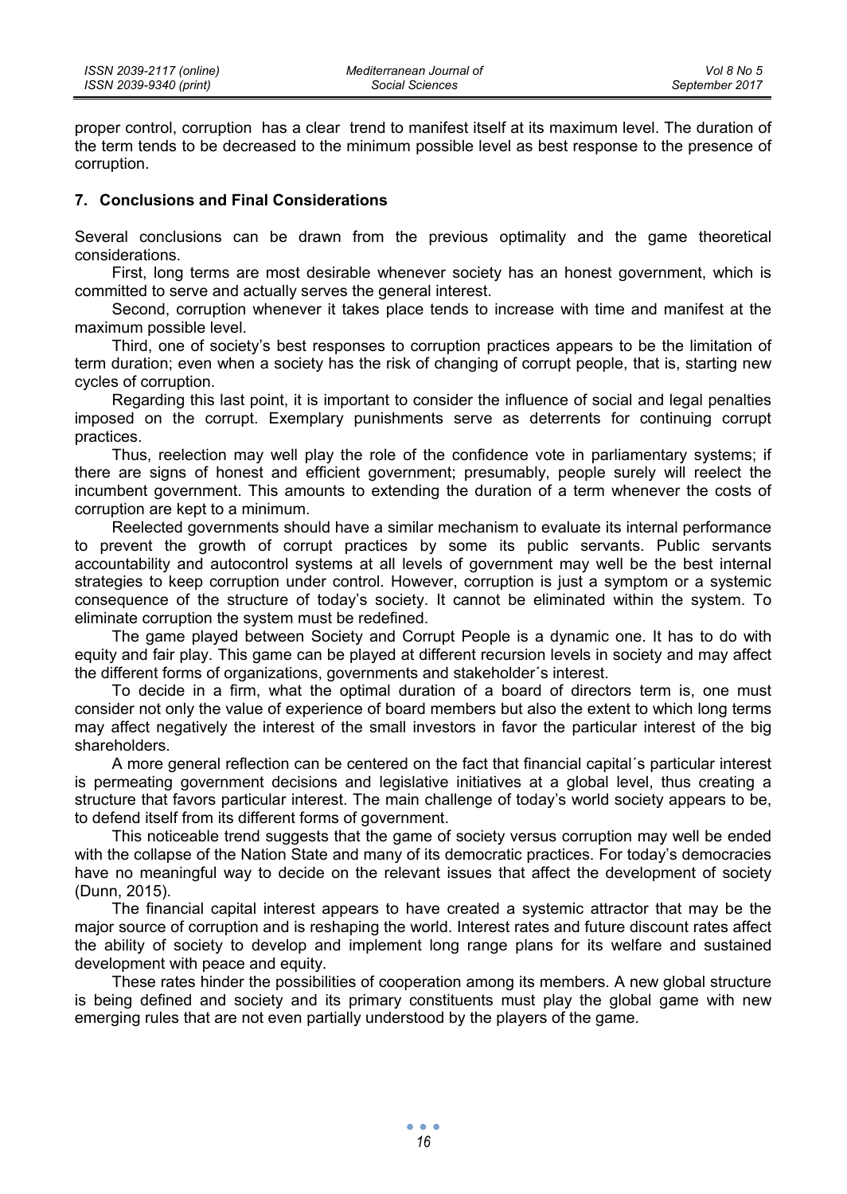proper control, corruption has a clear trend to manifest itself at its maximum level. The duration of the term tends to be decreased to the minimum possible level as best response to the presence of corruption.

## 7. Conclusions and Final Considerations

Several conclusions can be drawn from the previous optimality and the game theoretical considerations.

First, long terms are most desirable whenever society has an honest government, which is committed to serve and actually serves the general interest.

Second, corruption whenever it takes place tends to increase with time and manifest at the maximum possible level.

Third, one of society's best responses to corruption practices appears to be the limitation of term duration; even when a society has the risk of changing of corrupt people, that is, starting new cycles of corruption.

Regarding this last point, it is important to consider the influence of social and legal penalties imposed on the corrupt. Exemplary punishments serve as deterrents for continuing corrupt practices.

Thus, reelection may well play the role of the confidence vote in parliamentary systems; if there are signs of honest and efficient government; presumably, people surely will reelect the incumbent government. This amounts to extending the duration of a term whenever the costs of corruption are kept to a minimum.

Reelected governments should have a similar mechanism to evaluate its internal performance to prevent the growth of corrupt practices by some its public servants. Public servants accountability and autocontrol systems at all levels of government may well be the best internal strategies to keep corruption under control. However, corruption is just a symptom or a systemic consequence of the structure of today's society. It cannot be eliminated within the system. To eliminate corruption the system must be redefined.

The game played between Society and Corrupt People is a dynamic one. It has to do with equity and fair play. This game can be played at different recursion levels in society and may affect the different forms of organizations, governments and stakeholder´s interest.

To decide in a firm, what the optimal duration of a board of directors term is, one must consider not only the value of experience of board members but also the extent to which long terms may affect negatively the interest of the small investors in favor the particular interest of the big shareholders.

A more general reflection can be centered on the fact that financial capital´s particular interest is permeating government decisions and legislative initiatives at a global level, thus creating a structure that favors particular interest. The main challenge of today's world society appears to be, to defend itself from its different forms of government.

This noticeable trend suggests that the game of society versus corruption may well be ended with the collapse of the Nation State and many of its democratic practices. For today's democracies have no meaningful way to decide on the relevant issues that affect the development of society (Dunn, 2015).

The financial capital interest appears to have created a systemic attractor that may be the major source of corruption and is reshaping the world. Interest rates and future discount rates affect the ability of society to develop and implement long range plans for its welfare and sustained development with peace and equity.

These rates hinder the possibilities of cooperation among its members. A new global structure is being defined and society and its primary constituents must play the global game with new emerging rules that are not even partially understood by the players of the game.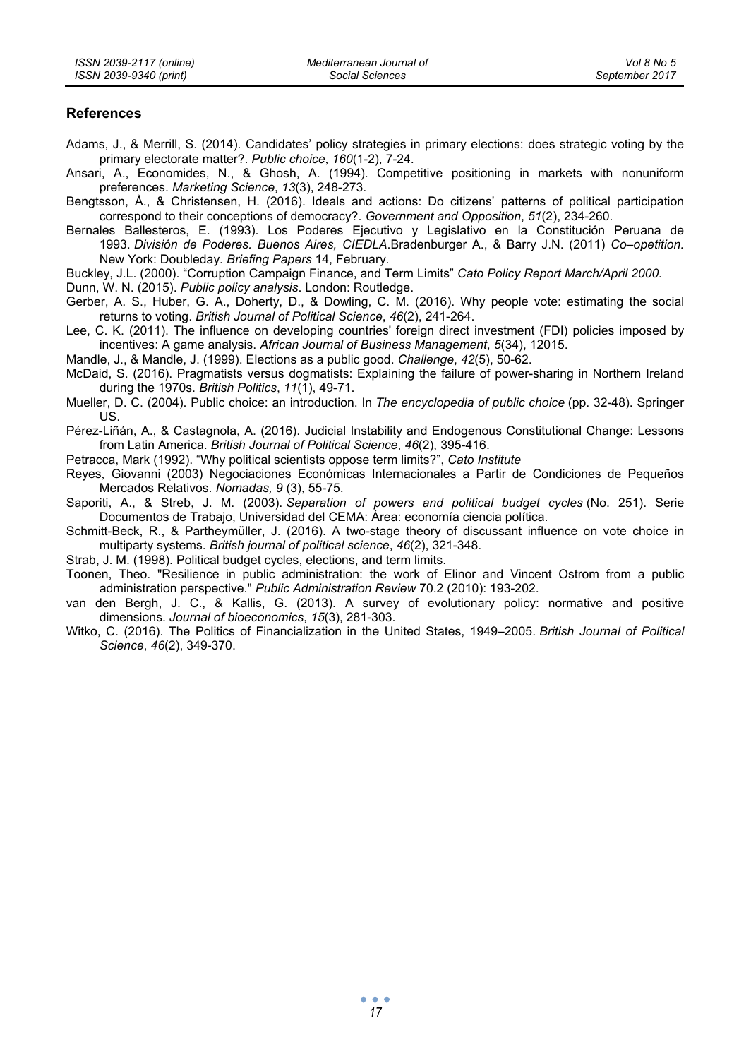## References

Adams, J., & Merrill, S. (2014). Candidates' policy strategies in primary elections: does strategic voting by the primary electorate matter?. *Public choice*, *160*(1-2), 7-24.

Ansari, A., Economides, N., & Ghosh, A. (1994). Competitive positioning in markets with nonuniform preferences. *Marketing Science*, *13*(3), 248-273.

Bengtsson, Å., & Christensen, H. (2016). Ideals and actions: Do citizens' patterns of political participation correspond to their conceptions of democracy?. *Government and Opposition*, *51*(2), 234-260.

Bernales Ballesteros, E. (1993). Los Poderes Ejecutivo y Legislativo en la Constitución Peruana de 1993. *División de Poderes. Buenos Aires, CIEDLA*.Bradenburger A., & Barry J.N. (2011) *Co–opetition.* New York: Doubleday. *Briefing Papers* 14, February.

Buckley, J.L. (2000). "Corruption Campaign Finance, and Term Limits" *Cato Policy Report March/April 2000.*

Dunn, W. N. (2015). *Public policy analysis*. London: Routledge.

Gerber, A. S., Huber, G. A., Doherty, D., & Dowling, C. M. (2016). Why people vote: estimating the social returns to voting. *British Journal of Political Science*, *46*(2), 241-264.

Lee, C. K. (2011). The influence on developing countries' foreign direct investment (FDI) policies imposed by incentives: A game analysis. *African Journal of Business Management*, *5*(34), 12015.

Mandle, J., & Mandle, J. (1999). Elections as a public good. *Challenge*, *42*(5), 50-62.

McDaid, S. (2016). Pragmatists versus dogmatists: Explaining the failure of power-sharing in Northern Ireland during the 1970s. *British Politics*, *11*(1), 49-71.

Mueller, D. C. (2004). Public choice: an introduction. In *The encyclopedia of public choice* (pp. 32-48). Springer US.

Pérez-Liñán, A., & Castagnola, A. (2016). Judicial Instability and Endogenous Constitutional Change: Lessons from Latin America. *British Journal of Political Science*, *46*(2), 395-416.

Petracca, Mark (1992). "Why political scientists oppose term limits?", *Cato Institute*

Reyes, Giovanni (2003) Negociaciones Económicas Internacionales a Partir de Condiciones de Pequeños Mercados Relativos. *Nomadas, 9* (3), 55-75.

Saporiti, A., & Streb, J. M. (2003). *Separation of powers and political budget cycles* (No. 251). Serie Documentos de Trabajo, Universidad del CEMA: Área: economía ciencia política.

Schmitt-Beck, R., & Partheymüller, J. (2016). A two-stage theory of discussant influence on vote choice in multiparty systems. *British journal of political science*, *46*(2), 321-348.

Strab, J. M. (1998). Political budget cycles, elections, and term limits.

Toonen, Theo. "Resilience in public administration: the work of Elinor and Vincent Ostrom from a public administration perspective." *Public Administration Review* 70.2 (2010): 193-202.

van den Bergh, J. C., & Kallis, G. (2013). A survey of evolutionary policy: normative and positive dimensions. *Journal of bioeconomics*, *15*(3), 281-303.

Witko, C. (2016). The Politics of Financialization in the United States, 1949–2005. *British Journal of Political Science*, *46*(2), 349-370.